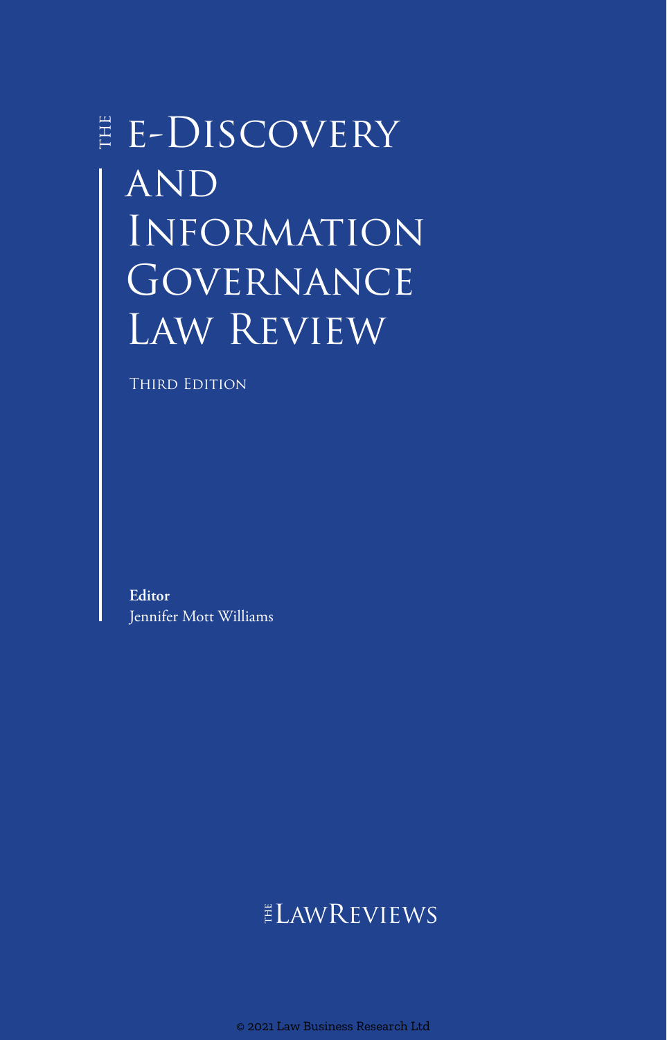# THE e-Discovery and Information Governance Law Review

Third Edition

**Editor**
Jennifer Mott Williams

THE LAWREVIEWS

© 2021 Law Business Research Ltd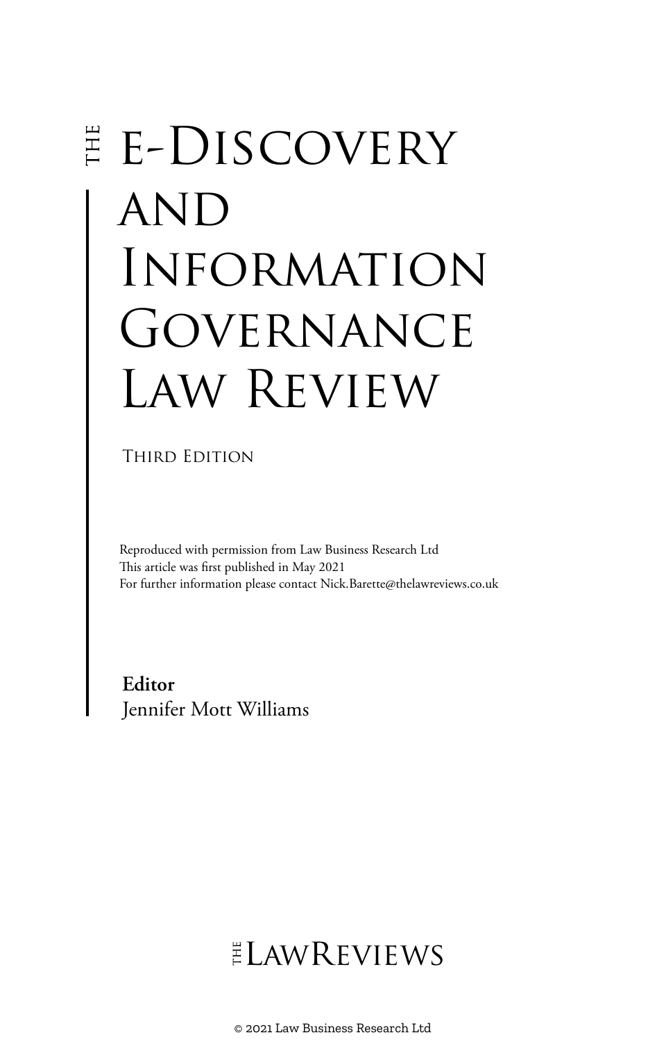# The e-Discovery and Information Governance Law Review

Third Edition

Reproduced with permission from Law Business Research Ltd
This article was first published in May 2021
For further information please contact Nick.Barette@thelawreviews.co.uk

**Editor**
Jennifer Mott Williams

The Law Reviews

© 2021 Law Business Research Ltd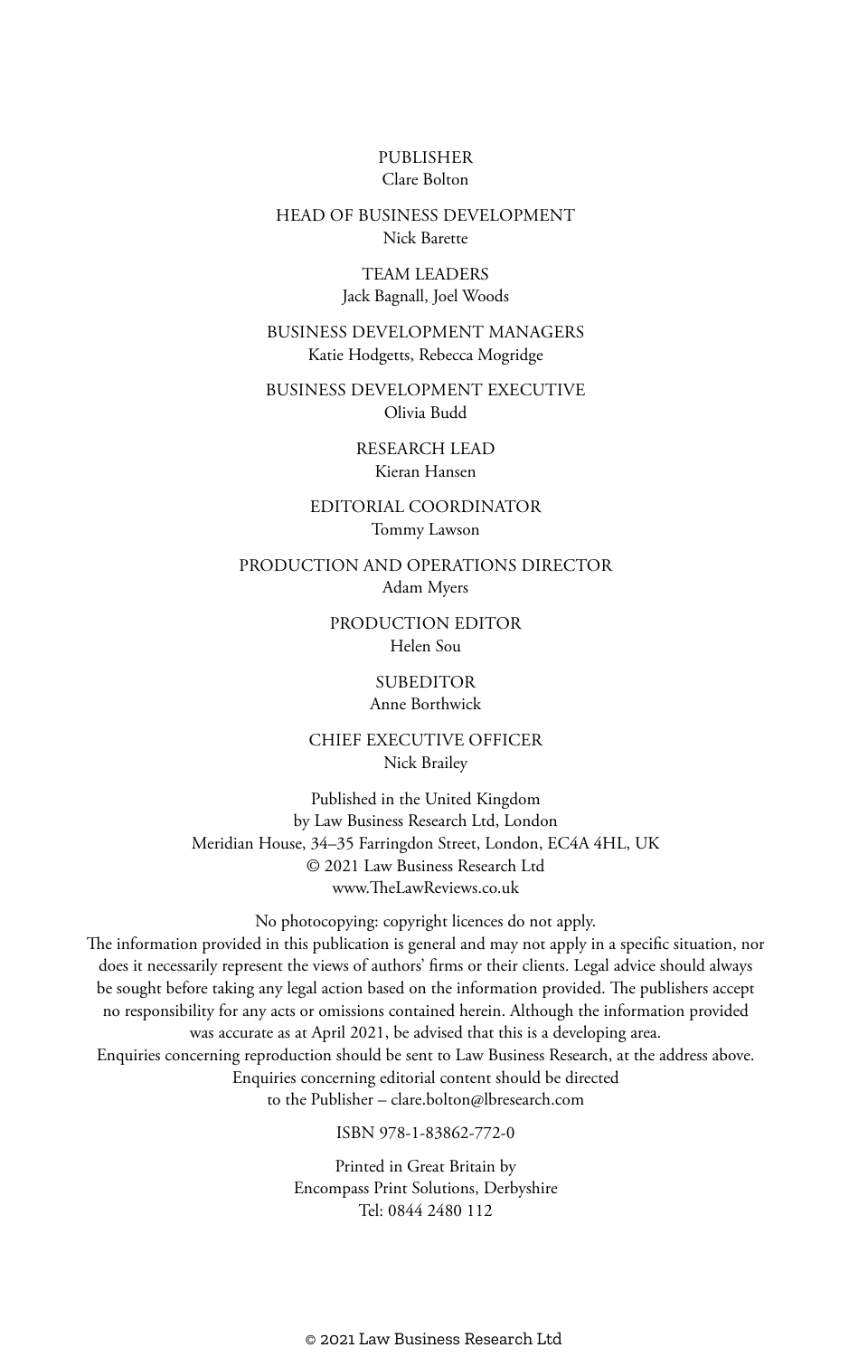PUBLISHER
Clare Bolton

HEAD OF BUSINESS DEVELOPMENT
Nick Barette

TEAM LEADERS
Jack Bagnall, Joel Woods

BUSINESS DEVELOPMENT MANAGERS
Katie Hodgetts, Rebecca Mogridge

BUSINESS DEVELOPMENT EXECUTIVE
Olivia Budd

RESEARCH LEAD
Kieran Hansen

EDITORIAL COORDINATOR
Tommy Lawson

PRODUCTION AND OPERATIONS DIRECTOR
Adam Myers

PRODUCTION EDITOR
Helen Sou

SUBEDITOR
Anne Borthwick

CHIEF EXECUTIVE OFFICER
Nick Brailey

Published in the United Kingdom
by Law Business Research Ltd, London
Meridian House, 34–35 Farringdon Street, London, EC4A 4HL, UK
© 2021 Law Business Research Ltd
www.TheLawReviews.co.uk

No photocopying: copyright licences do not apply.
The information provided in this publication is general and may not apply in a specific situation, nor does it necessarily represent the views of authors' firms or their clients. Legal advice should always be sought before taking any legal action based on the information provided. The publishers accept no responsibility for any acts or omissions contained herein. Although the information provided was accurate as at April 2021, be advised that this is a developing area.
Enquiries concerning reproduction should be sent to Law Business Research, at the address above.
Enquiries concerning editorial content should be directed to the Publisher – clare.bolton@lbresearch.com

ISBN 978-1-83862-772-0

Printed in Great Britain by
Encompass Print Solutions, Derbyshire
Tel: 0844 2480 112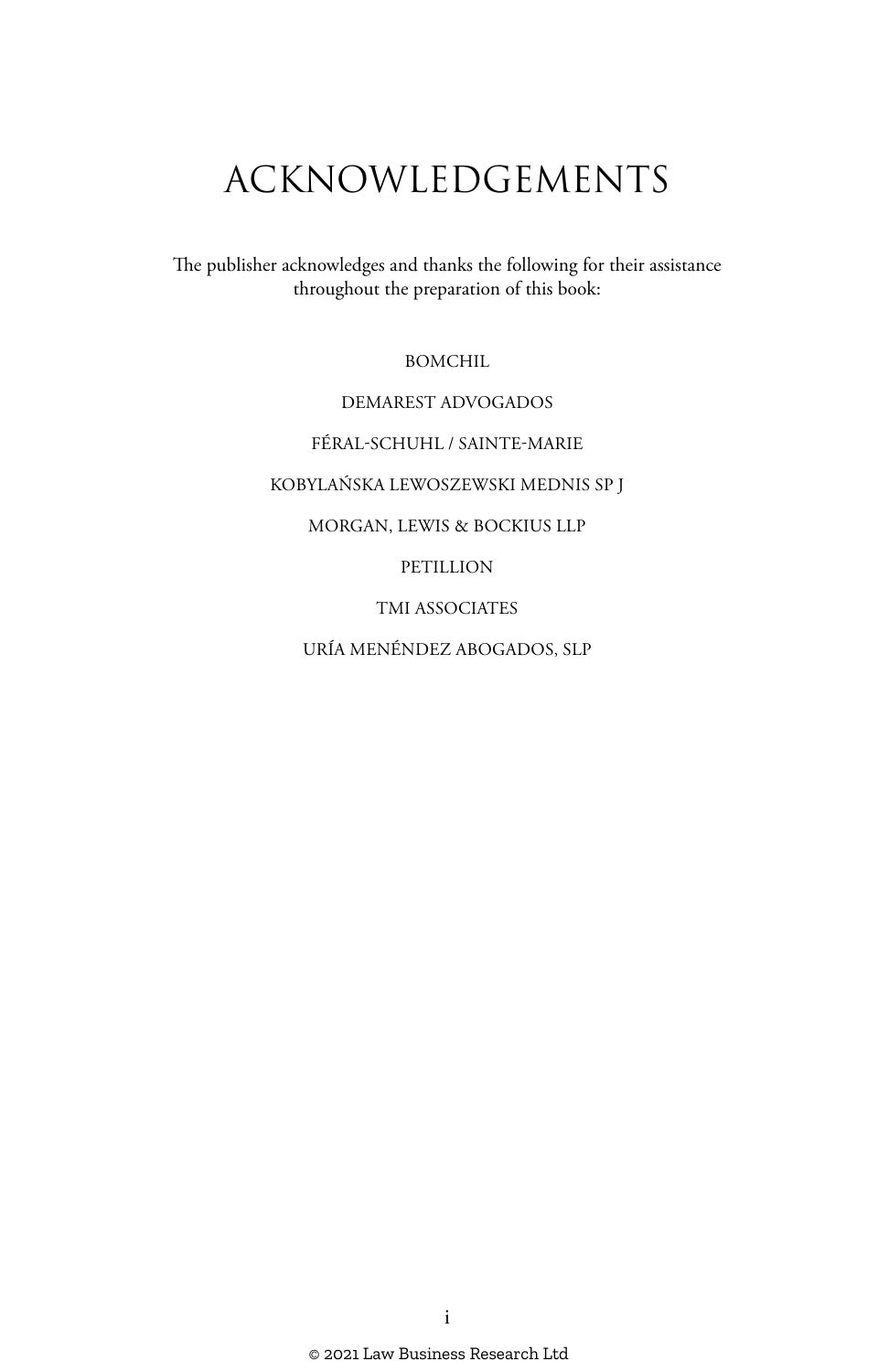# ACKNOWLEDGEMENTS

The publisher acknowledges and thanks the following for their assistance throughout the preparation of this book:

BOMCHIL

DEMAREST ADVOGADOS

FÉRAL-SCHUHL / SAINTE-MARIE

KOBYLAŃSKA LEWOSZEWSKI MEDNIS SP J

MORGAN, LEWIS & BOCKIUS LLP

PETILLION

TMI ASSOCIATES

URÍA MENÉNDEZ ABOGADOS, SLP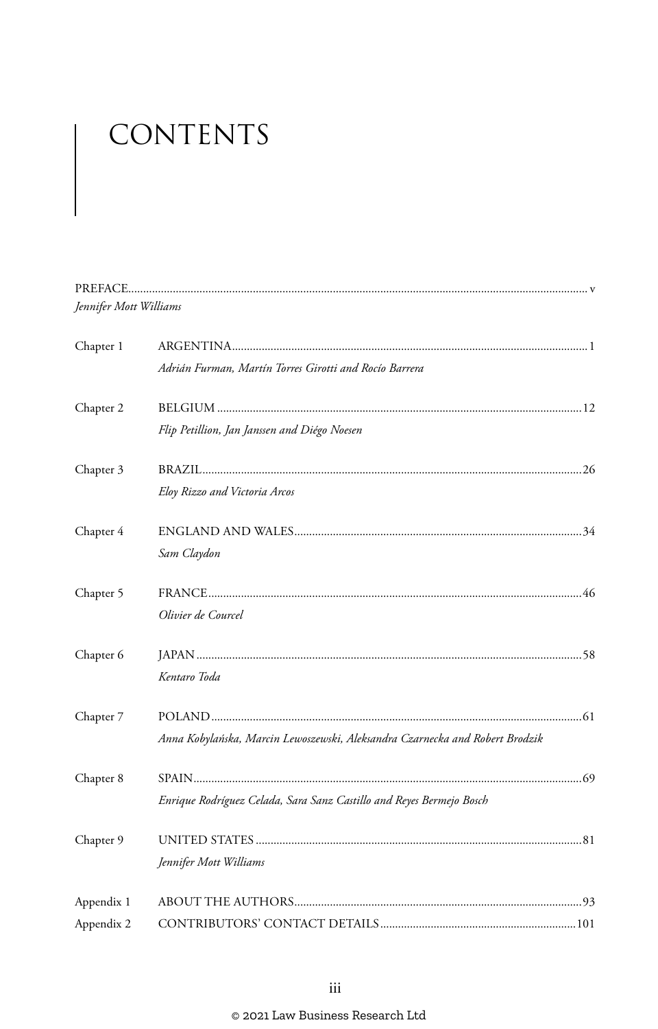# CONTENTS

PREFACE ........ v
*Jennifer Mott Williams*

Chapter 1 ARGENTINA ........ 1
*Adrián Furman, Martín Torres Girotti and Rocío Barrera*

Chapter 2 BELGIUM ........ 12
*Flip Petillion, Jan Janssen and Diégo Noesen*

Chapter 3 BRAZIL ........ 26
*Eloy Rizzo and Victoria Arcos*

Chapter 4 ENGLAND AND WALES ........ 34
*Sam Claydon*

Chapter 5 FRANCE ........ 46
*Olivier de Courcel*

Chapter 6 JAPAN ........ 58
*Kentaro Toda*

Chapter 7 POLAND ........ 61
*Anna Kobylańska, Marcin Lewoszewski, Aleksandra Czarnecka and Robert Brodzik*

Chapter 8 SPAIN ........ 69
*Enrique Rodríguez Celada, Sara Sanz Castillo and Reyes Bermejo Bosch*

Chapter 9 UNITED STATES ........ 81
*Jennifer Mott Williams*

Appendix 1 ABOUT THE AUTHORS ........ 93

Appendix 2 CONTRIBUTORS' CONTACT DETAILS ........ 101

© 2021 Law Business Research Ltd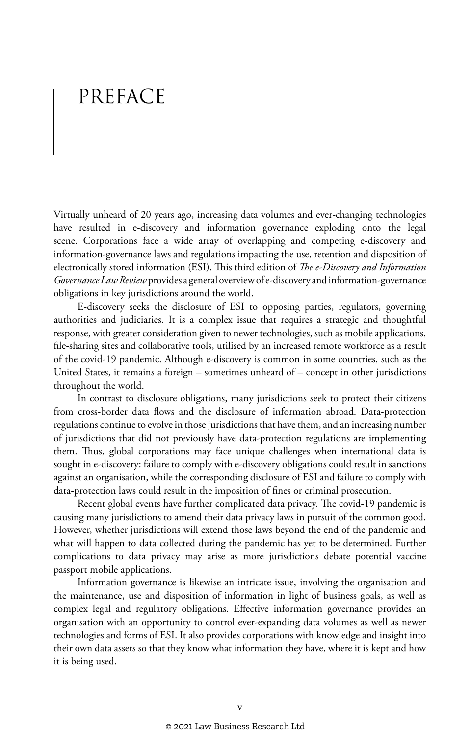# PREFACE

Virtually unheard of 20 years ago, increasing data volumes and ever-changing technologies have resulted in e-discovery and information governance exploding onto the legal scene. Corporations face a wide array of overlapping and competing e-discovery and information-governance laws and regulations impacting the use, retention and disposition of electronically stored information (ESI). This third edition of *The e-Discovery and Information Governance Law Review* provides a general overview of e-discovery and information-governance obligations in key jurisdictions around the world.

E-discovery seeks the disclosure of ESI to opposing parties, regulators, governing authorities and judiciaries. It is a complex issue that requires a strategic and thoughtful response, with greater consideration given to newer technologies, such as mobile applications, file-sharing sites and collaborative tools, utilised by an increased remote workforce as a result of the covid-19 pandemic. Although e-discovery is common in some countries, such as the United States, it remains a foreign – sometimes unheard of – concept in other jurisdictions throughout the world.

In contrast to disclosure obligations, many jurisdictions seek to protect their citizens from cross-border data flows and the disclosure of information abroad. Data-protection regulations continue to evolve in those jurisdictions that have them, and an increasing number of jurisdictions that did not previously have data-protection regulations are implementing them. Thus, global corporations may face unique challenges when international data is sought in e-discovery: failure to comply with e-discovery obligations could result in sanctions against an organisation, while the corresponding disclosure of ESI and failure to comply with data-protection laws could result in the imposition of fines or criminal prosecution.

Recent global events have further complicated data privacy. The covid-19 pandemic is causing many jurisdictions to amend their data privacy laws in pursuit of the common good. However, whether jurisdictions will extend those laws beyond the end of the pandemic and what will happen to data collected during the pandemic has yet to be determined. Further complications to data privacy may arise as more jurisdictions debate potential vaccine passport mobile applications.

Information governance is likewise an intricate issue, involving the organisation and the maintenance, use and disposition of information in light of business goals, as well as complex legal and regulatory obligations. Effective information governance provides an organisation with an opportunity to control ever-expanding data volumes as well as newer technologies and forms of ESI. It also provides corporations with knowledge and insight into their own data assets so that they know what information they have, where it is kept and how it is being used.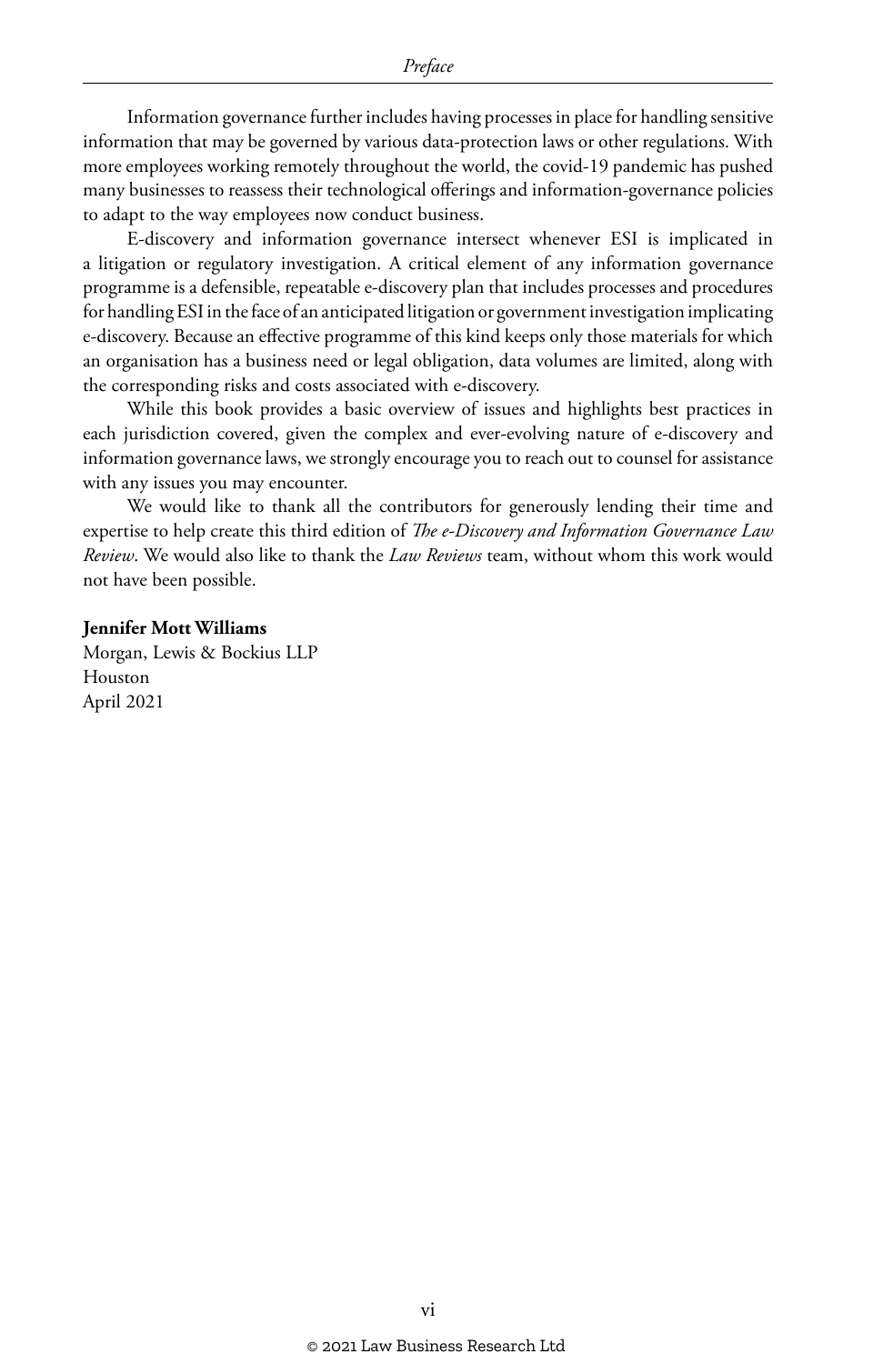Information governance further includes having processes in place for handling sensitive information that may be governed by various data-protection laws or other regulations. With more employees working remotely throughout the world, the covid-19 pandemic has pushed many businesses to reassess their technological offerings and information-governance policies to adapt to the way employees now conduct business.

E-discovery and information governance intersect whenever ESI is implicated in a litigation or regulatory investigation. A critical element of any information governance programme is a defensible, repeatable e-discovery plan that includes processes and procedures for handling ESI in the face of an anticipated litigation or government investigation implicating e-discovery. Because an effective programme of this kind keeps only those materials for which an organisation has a business need or legal obligation, data volumes are limited, along with the corresponding risks and costs associated with e-discovery.

While this book provides a basic overview of issues and highlights best practices in each jurisdiction covered, given the complex and ever-evolving nature of e-discovery and information governance laws, we strongly encourage you to reach out to counsel for assistance with any issues you may encounter.

We would like to thank all the contributors for generously lending their time and expertise to help create this third edition of *The e-Discovery and Information Governance Law Review*. We would also like to thank the *Law Reviews* team, without whom this work would not have been possible.

**Jennifer Mott Williams**
Morgan, Lewis & Bockius LLP
Houston
April 2021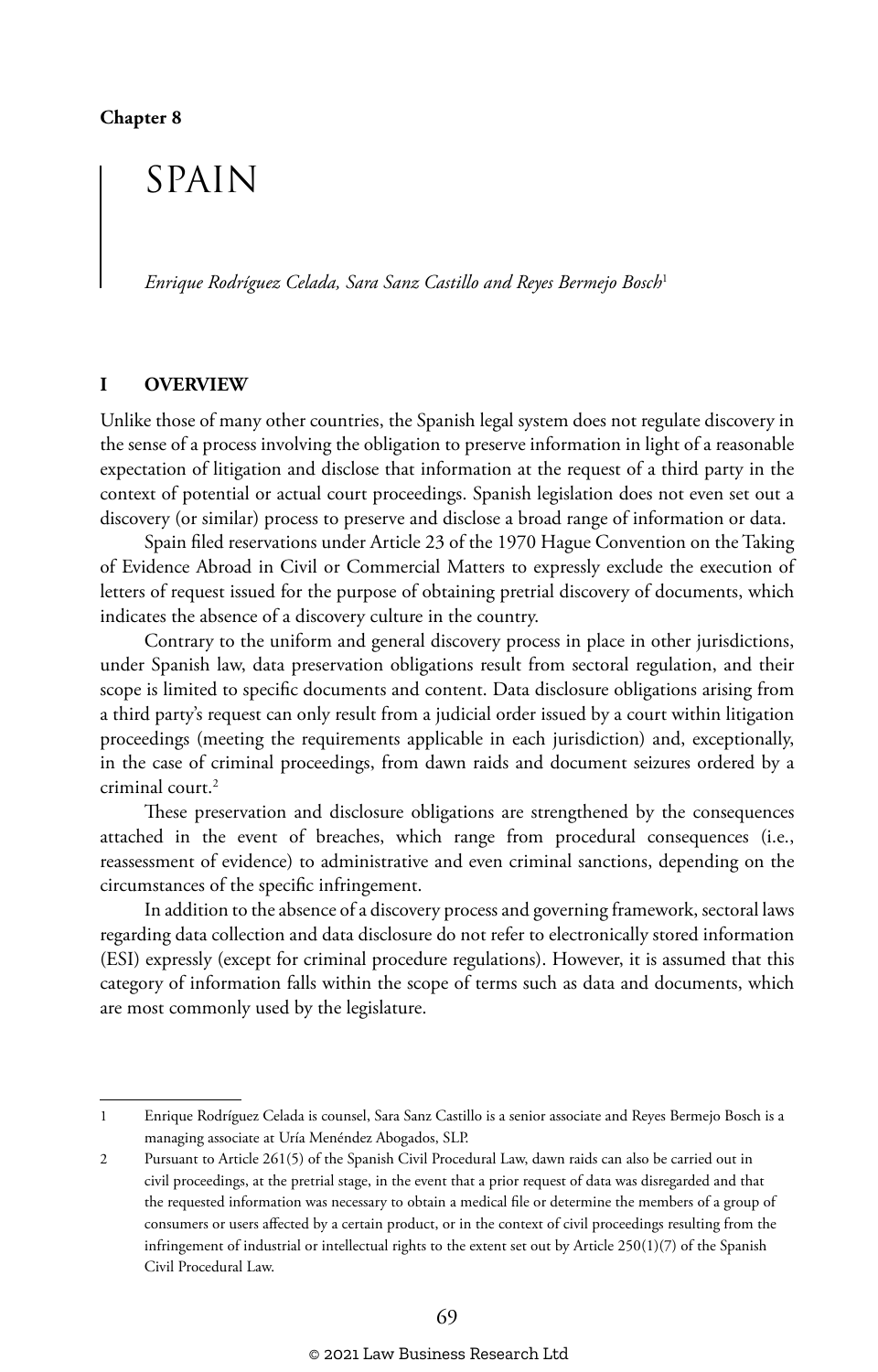Chapter 8

# SPAIN

*Enrique Rodríguez Celada, Sara Sanz Castillo and Reyes Bermejo Bosch*[1]

## I OVERVIEW

Unlike those of many other countries, the Spanish legal system does not regulate discovery in the sense of a process involving the obligation to preserve information in light of a reasonable expectation of litigation and disclose that information at the request of a third party in the context of potential or actual court proceedings. Spanish legislation does not even set out a discovery (or similar) process to preserve and disclose a broad range of information or data.

Spain filed reservations under Article 23 of the 1970 Hague Convention on the Taking of Evidence Abroad in Civil or Commercial Matters to expressly exclude the execution of letters of request issued for the purpose of obtaining pretrial discovery of documents, which indicates the absence of a discovery culture in the country.

Contrary to the uniform and general discovery process in place in other jurisdictions, under Spanish law, data preservation obligations result from sectoral regulation, and their scope is limited to specific documents and content. Data disclosure obligations arising from a third party's request can only result from a judicial order issued by a court within litigation proceedings (meeting the requirements applicable in each jurisdiction) and, exceptionally, in the case of criminal proceedings, from dawn raids and document seizures ordered by a criminal court.[2]

These preservation and disclosure obligations are strengthened by the consequences attached in the event of breaches, which range from procedural consequences (i.e., reassessment of evidence) to administrative and even criminal sanctions, depending on the circumstances of the specific infringement.

In addition to the absence of a discovery process and governing framework, sectoral laws regarding data collection and data disclosure do not refer to electronically stored information (ESI) expressly (except for criminal procedure regulations). However, it is assumed that this category of information falls within the scope of terms such as data and documents, which are most commonly used by the legislature.

---

1 Enrique Rodríguez Celada is counsel, Sara Sanz Castillo is a senior associate and Reyes Bermejo Bosch is a managing associate at Uría Menéndez Abogados, SLP.

2 Pursuant to Article 261(5) of the Spanish Civil Procedural Law, dawn raids can also be carried out in civil proceedings, at the pretrial stage, in the event that a prior request of data was disregarded and that the requested information was necessary to obtain a medical file or determine the members of a group of consumers or users affected by a certain product, or in the context of civil proceedings resulting from the infringement of industrial or intellectual rights to the extent set out by Article 250(1)(7) of the Spanish Civil Procedural Law.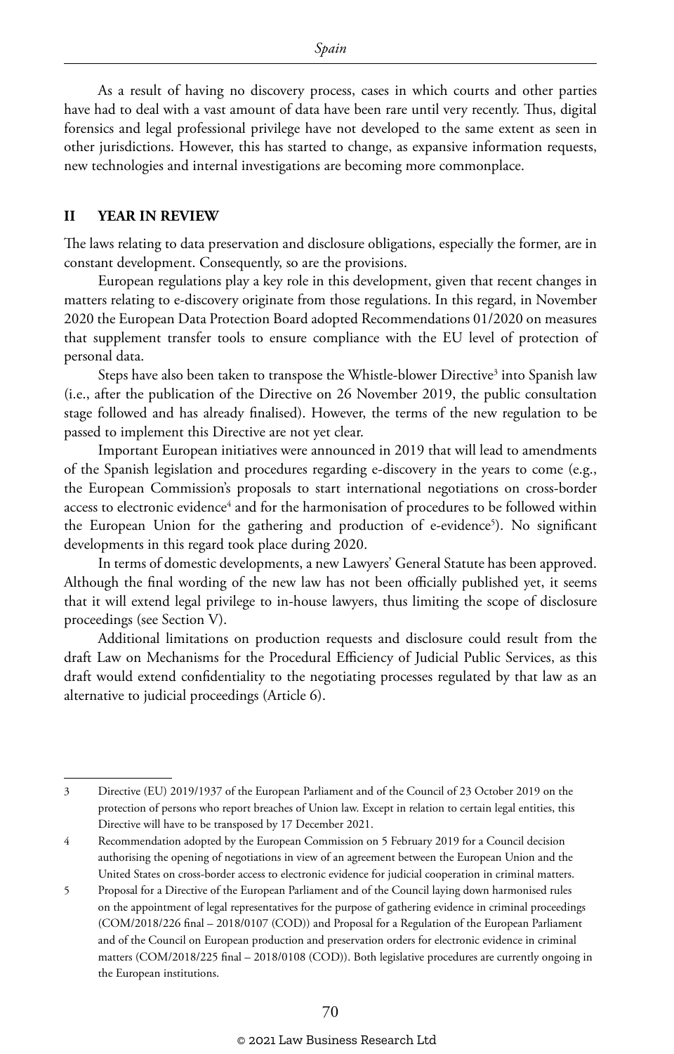As a result of having no discovery process, cases in which courts and other parties have had to deal with a vast amount of data have been rare until very recently. Thus, digital forensics and legal professional privilege have not developed to the same extent as seen in other jurisdictions. However, this has started to change, as expansive information requests, new technologies and internal investigations are becoming more commonplace.

## II YEAR IN REVIEW

The laws relating to data preservation and disclosure obligations, especially the former, are in constant development. Consequently, so are the provisions.

European regulations play a key role in this development, given that recent changes in matters relating to e-discovery originate from those regulations. In this regard, in November 2020 the European Data Protection Board adopted Recommendations 01/2020 on measures that supplement transfer tools to ensure compliance with the EU level of protection of personal data.

Steps have also been taken to transpose the Whistle-blower Directive[3] into Spanish law (i.e., after the publication of the Directive on 26 November 2019, the public consultation stage followed and has already finalised). However, the terms of the new regulation to be passed to implement this Directive are not yet clear.

Important European initiatives were announced in 2019 that will lead to amendments of the Spanish legislation and procedures regarding e-discovery in the years to come (e.g., the European Commission's proposals to start international negotiations on cross-border access to electronic evidence[4] and for the harmonisation of procedures to be followed within the European Union for the gathering and production of e-evidence[5]). No significant developments in this regard took place during 2020.

In terms of domestic developments, a new Lawyers' General Statute has been approved. Although the final wording of the new law has not been officially published yet, it seems that it will extend legal privilege to in-house lawyers, thus limiting the scope of disclosure proceedings (see Section V).

Additional limitations on production requests and disclosure could result from the draft Law on Mechanisms for the Procedural Efficiency of Judicial Public Services, as this draft would extend confidentiality to the negotiating processes regulated by that law as an alternative to judicial proceedings (Article 6).

---

3 Directive (EU) 2019/1937 of the European Parliament and of the Council of 23 October 2019 on the protection of persons who report breaches of Union law. Except in relation to certain legal entities, this Directive will have to be transposed by 17 December 2021.

4 Recommendation adopted by the European Commission on 5 February 2019 for a Council decision authorising the opening of negotiations in view of an agreement between the European Union and the United States on cross-border access to electronic evidence for judicial cooperation in criminal matters.

5 Proposal for a Directive of the European Parliament and of the Council laying down harmonised rules on the appointment of legal representatives for the purpose of gathering evidence in criminal proceedings (COM/2018/226 final – 2018/0107 (COD)) and Proposal for a Regulation of the European Parliament and of the Council on European production and preservation orders for electronic evidence in criminal matters (COM/2018/225 final – 2018/0108 (COD)). Both legislative procedures are currently ongoing in the European institutions.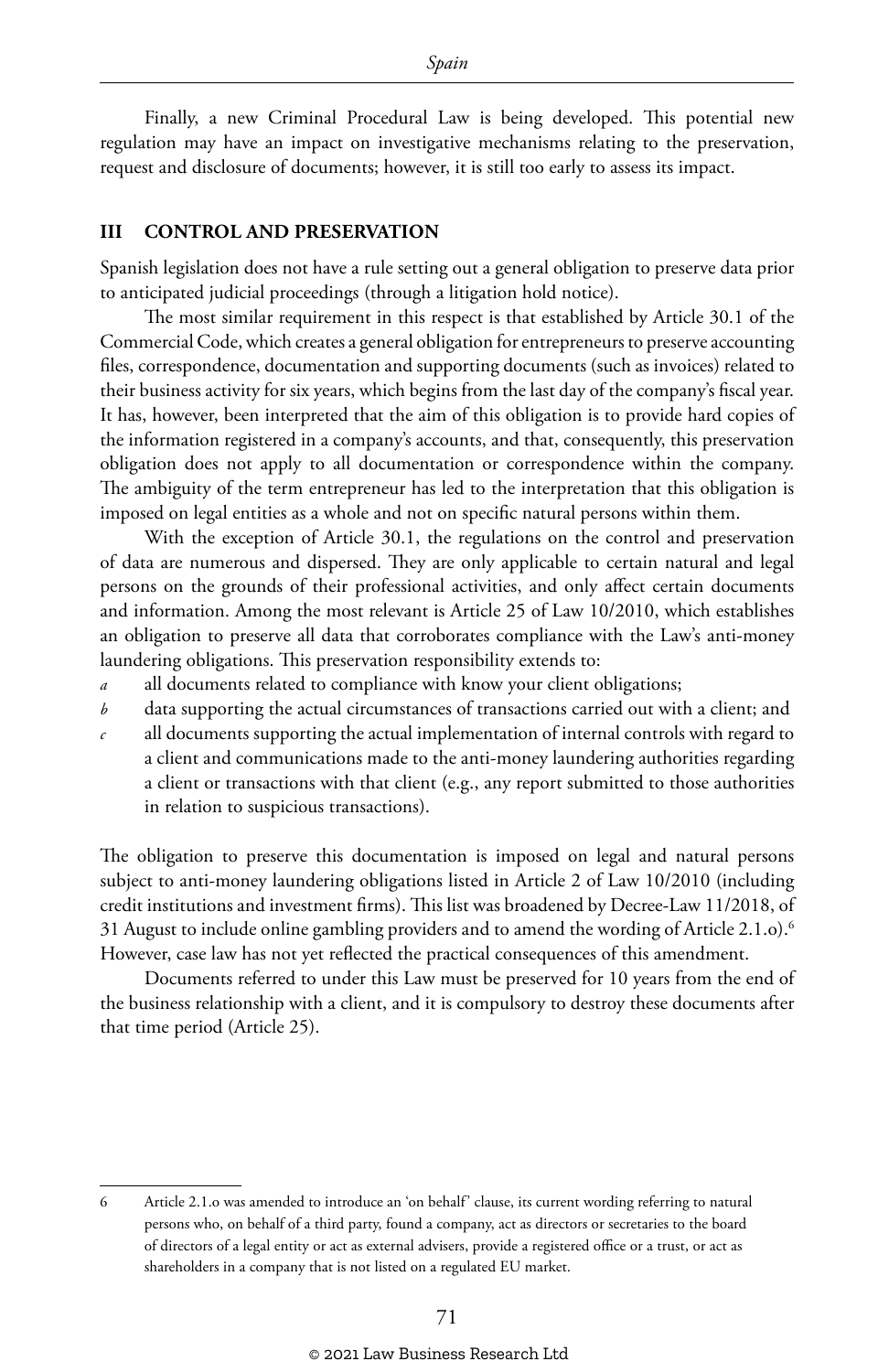Finally, a new Criminal Procedural Law is being developed. This potential new regulation may have an impact on investigative mechanisms relating to the preservation, request and disclosure of documents; however, it is still too early to assess its impact.

## III CONTROL AND PRESERVATION

Spanish legislation does not have a rule setting out a general obligation to preserve data prior to anticipated judicial proceedings (through a litigation hold notice).

The most similar requirement in this respect is that established by Article 30.1 of the Commercial Code, which creates a general obligation for entrepreneurs to preserve accounting files, correspondence, documentation and supporting documents (such as invoices) related to their business activity for six years, which begins from the last day of the company's fiscal year. It has, however, been interpreted that the aim of this obligation is to provide hard copies of the information registered in a company's accounts, and that, consequently, this preservation obligation does not apply to all documentation or correspondence within the company. The ambiguity of the term entrepreneur has led to the interpretation that this obligation is imposed on legal entities as a whole and not on specific natural persons within them.

With the exception of Article 30.1, the regulations on the control and preservation of data are numerous and dispersed. They are only applicable to certain natural and legal persons on the grounds of their professional activities, and only affect certain documents and information. Among the most relevant is Article 25 of Law 10/2010, which establishes an obligation to preserve all data that corroborates compliance with the Law's anti-money laundering obligations. This preservation responsibility extends to:

- *a* all documents related to compliance with know your client obligations;
- *b* data supporting the actual circumstances of transactions carried out with a client; and
- *c* all documents supporting the actual implementation of internal controls with regard to a client and communications made to the anti-money laundering authorities regarding a client or transactions with that client (e.g., any report submitted to those authorities in relation to suspicious transactions).

The obligation to preserve this documentation is imposed on legal and natural persons subject to anti-money laundering obligations listed in Article 2 of Law 10/2010 (including credit institutions and investment firms). This list was broadened by Decree-Law 11/2018, of 31 August to include online gambling providers and to amend the wording of Article 2.1.o).[6] However, case law has not yet reflected the practical consequences of this amendment.

Documents referred to under this Law must be preserved for 10 years from the end of the business relationship with a client, and it is compulsory to destroy these documents after that time period (Article 25).

---

6 Article 2.1.o was amended to introduce an 'on behalf' clause, its current wording referring to natural persons who, on behalf of a third party, found a company, act as directors or secretaries to the board of directors of a legal entity or act as external advisers, provide a registered office or a trust, or act as shareholders in a company that is not listed on a regulated EU market.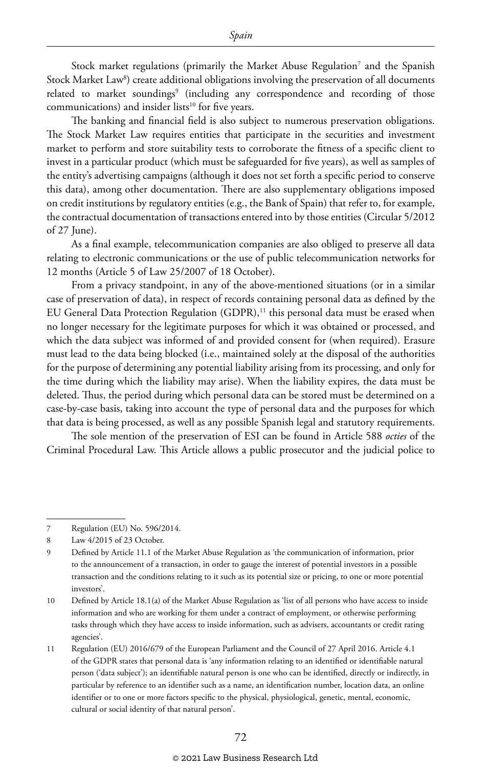Stock market regulations (primarily the Market Abuse Regulation[7] and the Spanish Stock Market Law[8]) create additional obligations involving the preservation of all documents related to market soundings[9] (including any correspondence and recording of those communications) and insider lists[10] for five years.

The banking and financial field is also subject to numerous preservation obligations. The Stock Market Law requires entities that participate in the securities and investment market to perform and store suitability tests to corroborate the fitness of a specific client to invest in a particular product (which must be safeguarded for five years), as well as samples of the entity's advertising campaigns (although it does not set forth a specific period to conserve this data), among other documentation. There are also supplementary obligations imposed on credit institutions by regulatory entities (e.g., the Bank of Spain) that refer to, for example, the contractual documentation of transactions entered into by those entities (Circular 5/2012 of 27 June).

As a final example, telecommunication companies are also obliged to preserve all data relating to electronic communications or the use of public telecommunication networks for 12 months (Article 5 of Law 25/2007 of 18 October).

From a privacy standpoint, in any of the above-mentioned situations (or in a similar case of preservation of data), in respect of records containing personal data as defined by the EU General Data Protection Regulation (GDPR),[11] this personal data must be erased when no longer necessary for the legitimate purposes for which it was obtained or processed, and which the data subject was informed of and provided consent for (when required). Erasure must lead to the data being blocked (i.e., maintained solely at the disposal of the authorities for the purpose of determining any potential liability arising from its processing, and only for the time during which the liability may arise). When the liability expires, the data must be deleted. Thus, the period during which personal data can be stored must be determined on a case-by-case basis, taking into account the type of personal data and the purposes for which that data is being processed, as well as any possible Spanish legal and statutory requirements.

The sole mention of the preservation of ESI can be found in Article 588 *octies* of the Criminal Procedural Law. This Article allows a public prosecutor and the judicial police to

---

7 Regulation (EU) No. 596/2014.

8 Law 4/2015 of 23 October.

9 Defined by Article 11.1 of the Market Abuse Regulation as 'the communication of information, prior to the announcement of a transaction, in order to gauge the interest of potential investors in a possible transaction and the conditions relating to it such as its potential size or pricing, to one or more potential investors'.

10 Defined by Article 18.1(a) of the Market Abuse Regulation as 'list of all persons who have access to inside information and who are working for them under a contract of employment, or otherwise performing tasks through which they have access to inside information, such as advisers, accountants or credit rating agencies'.

11 Regulation (EU) 2016/679 of the European Parliament and the Council of 27 April 2016. Article 4.1 of the GDPR states that personal data is 'any information relating to an identified or identifiable natural person ('data subject'); an identifiable natural person is one who can be identified, directly or indirectly, in particular by reference to an identifier such as a name, an identification number, location data, an online identifier or to one or more factors specific to the physical, physiological, genetic, mental, economic, cultural or social identity of that natural person'.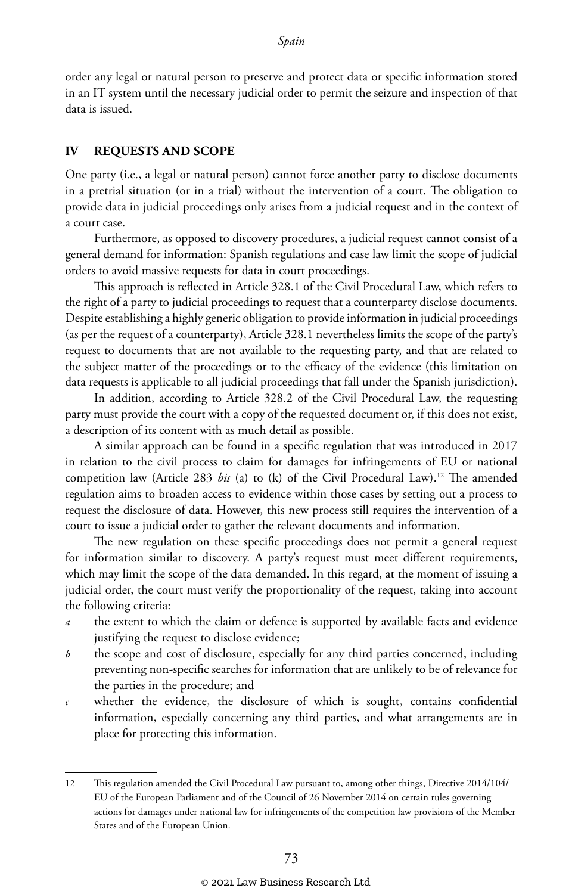order any legal or natural person to preserve and protect data or specific information stored in an IT system until the necessary judicial order to permit the seizure and inspection of that data is issued.

## IV REQUESTS AND SCOPE

One party (i.e., a legal or natural person) cannot force another party to disclose documents in a pretrial situation (or in a trial) without the intervention of a court. The obligation to provide data in judicial proceedings only arises from a judicial request and in the context of a court case.

Furthermore, as opposed to discovery procedures, a judicial request cannot consist of a general demand for information: Spanish regulations and case law limit the scope of judicial orders to avoid massive requests for data in court proceedings.

This approach is reflected in Article 328.1 of the Civil Procedural Law, which refers to the right of a party to judicial proceedings to request that a counterparty disclose documents. Despite establishing a highly generic obligation to provide information in judicial proceedings (as per the request of a counterparty), Article 328.1 nevertheless limits the scope of the party's request to documents that are not available to the requesting party, and that are related to the subject matter of the proceedings or to the efficacy of the evidence (this limitation on data requests is applicable to all judicial proceedings that fall under the Spanish jurisdiction).

In addition, according to Article 328.2 of the Civil Procedural Law, the requesting party must provide the court with a copy of the requested document or, if this does not exist, a description of its content with as much detail as possible.

A similar approach can be found in a specific regulation that was introduced in 2017 in relation to the civil process to claim for damages for infringements of EU or national competition law (Article 283 *bis* (a) to (k) of the Civil Procedural Law).[12] The amended regulation aims to broaden access to evidence within those cases by setting out a process to request the disclosure of data. However, this new process still requires the intervention of a court to issue a judicial order to gather the relevant documents and information.

The new regulation on these specific proceedings does not permit a general request for information similar to discovery. A party's request must meet different requirements, which may limit the scope of the data demanded. In this regard, at the moment of issuing a judicial order, the court must verify the proportionality of the request, taking into account the following criteria:

*a* the extent to which the claim or defence is supported by available facts and evidence justifying the request to disclose evidence;

*b* the scope and cost of disclosure, especially for any third parties concerned, including preventing non-specific searches for information that are unlikely to be of relevance for the parties in the procedure; and

*c* whether the evidence, the disclosure of which is sought, contains confidential information, especially concerning any third parties, and what arrangements are in place for protecting this information.

---

12 This regulation amended the Civil Procedural Law pursuant to, among other things, Directive 2014/104/EU of the European Parliament and of the Council of 26 November 2014 on certain rules governing actions for damages under national law for infringements of the competition law provisions of the Member States and of the European Union.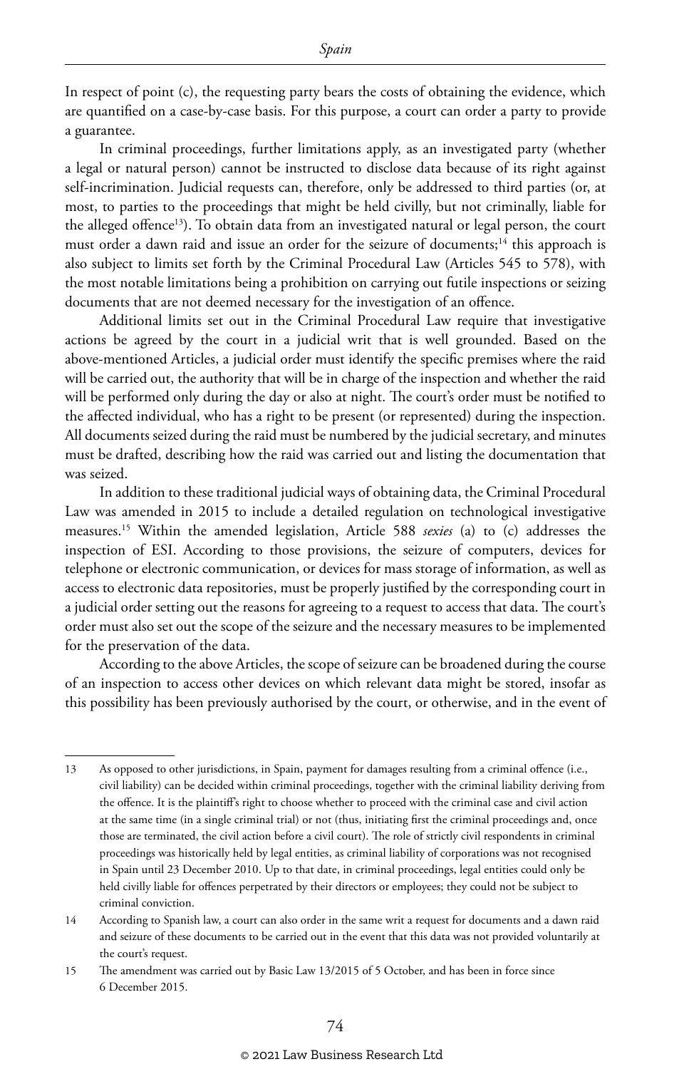In respect of point (c), the requesting party bears the costs of obtaining the evidence, which are quantified on a case-by-case basis. For this purpose, a court can order a party to provide a guarantee.

In criminal proceedings, further limitations apply, as an investigated party (whether a legal or natural person) cannot be instructed to disclose data because of its right against self-incrimination. Judicial requests can, therefore, only be addressed to third parties (or, at most, to parties to the proceedings that might be held civilly, but not criminally, liable for the alleged offence[13]). To obtain data from an investigated natural or legal person, the court must order a dawn raid and issue an order for the seizure of documents;[14] this approach is also subject to limits set forth by the Criminal Procedural Law (Articles 545 to 578), with the most notable limitations being a prohibition on carrying out futile inspections or seizing documents that are not deemed necessary for the investigation of an offence.

Additional limits set out in the Criminal Procedural Law require that investigative actions be agreed by the court in a judicial writ that is well grounded. Based on the above-mentioned Articles, a judicial order must identify the specific premises where the raid will be carried out, the authority that will be in charge of the inspection and whether the raid will be performed only during the day or also at night. The court's order must be notified to the affected individual, who has a right to be present (or represented) during the inspection. All documents seized during the raid must be numbered by the judicial secretary, and minutes must be drafted, describing how the raid was carried out and listing the documentation that was seized.

In addition to these traditional judicial ways of obtaining data, the Criminal Procedural Law was amended in 2015 to include a detailed regulation on technological investigative measures.[15] Within the amended legislation, Article 588 *sexies* (a) to (c) addresses the inspection of ESI. According to those provisions, the seizure of computers, devices for telephone or electronic communication, or devices for mass storage of information, as well as access to electronic data repositories, must be properly justified by the corresponding court in a judicial order setting out the reasons for agreeing to a request to access that data. The court's order must also set out the scope of the seizure and the necessary measures to be implemented for the preservation of the data.

According to the above Articles, the scope of seizure can be broadened during the course of an inspection to access other devices on which relevant data might be stored, insofar as this possibility has been previously authorised by the court, or otherwise, and in the event of

---

13 As opposed to other jurisdictions, in Spain, payment for damages resulting from a criminal offence (i.e., civil liability) can be decided within criminal proceedings, together with the criminal liability deriving from the offence. It is the plaintiff's right to choose whether to proceed with the criminal case and civil action at the same time (in a single criminal trial) or not (thus, initiating first the criminal proceedings and, once those are terminated, the civil action before a civil court). The role of strictly civil respondents in criminal proceedings was historically held by legal entities, as criminal liability of corporations was not recognised in Spain until 23 December 2010. Up to that date, in criminal proceedings, legal entities could only be held civilly liable for offences perpetrated by their directors or employees; they could not be subject to criminal conviction.

14 According to Spanish law, a court can also order in the same writ a request for documents and a dawn raid and seizure of these documents to be carried out in the event that this data was not provided voluntarily at the court's request.

15 The amendment was carried out by Basic Law 13/2015 of 5 October, and has been in force since 6 December 2015.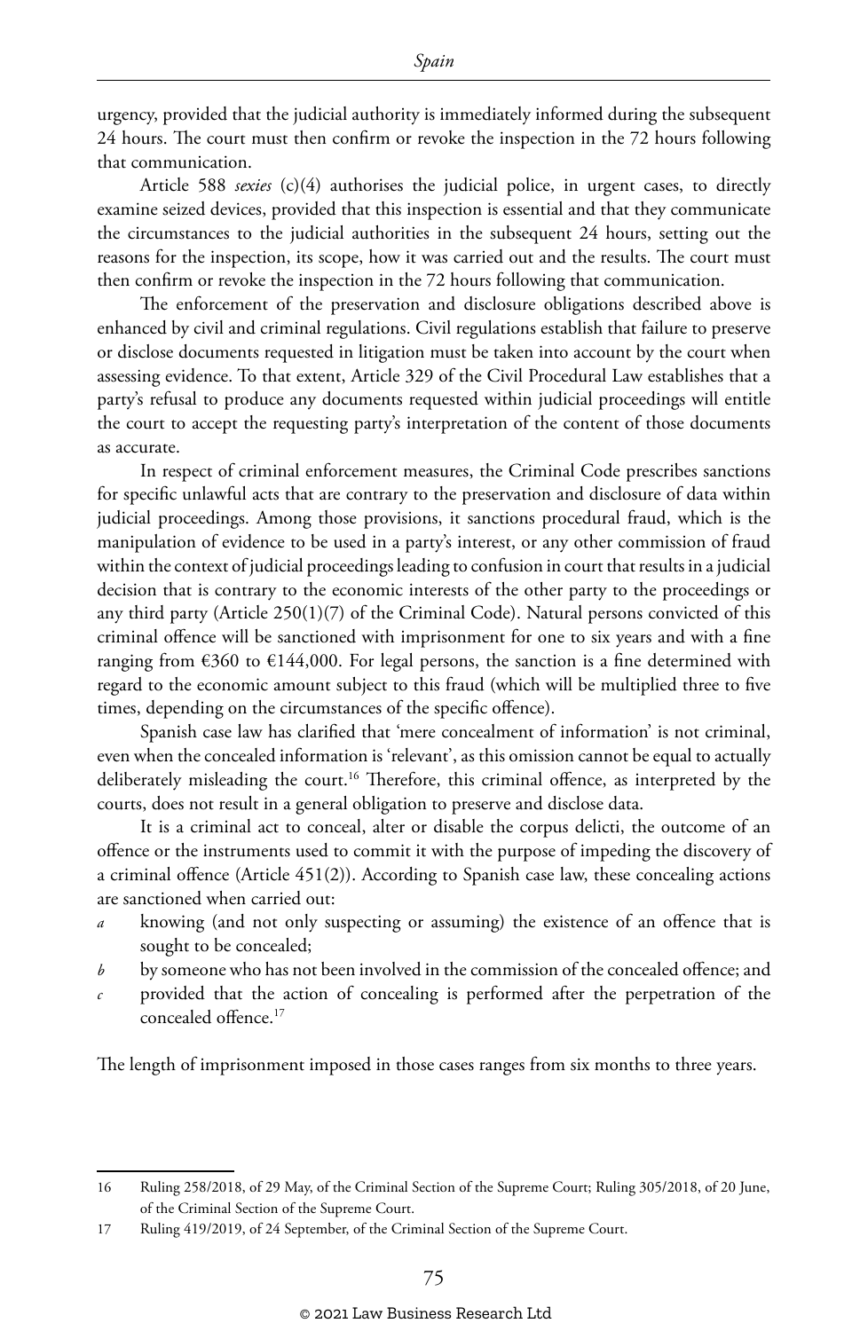urgency, provided that the judicial authority is immediately informed during the subsequent 24 hours. The court must then confirm or revoke the inspection in the 72 hours following that communication.

Article 588 *sexies* (c)(4) authorises the judicial police, in urgent cases, to directly examine seized devices, provided that this inspection is essential and that they communicate the circumstances to the judicial authorities in the subsequent 24 hours, setting out the reasons for the inspection, its scope, how it was carried out and the results. The court must then confirm or revoke the inspection in the 72 hours following that communication.

The enforcement of the preservation and disclosure obligations described above is enhanced by civil and criminal regulations. Civil regulations establish that failure to preserve or disclose documents requested in litigation must be taken into account by the court when assessing evidence. To that extent, Article 329 of the Civil Procedural Law establishes that a party's refusal to produce any documents requested within judicial proceedings will entitle the court to accept the requesting party's interpretation of the content of those documents as accurate.

In respect of criminal enforcement measures, the Criminal Code prescribes sanctions for specific unlawful acts that are contrary to the preservation and disclosure of data within judicial proceedings. Among those provisions, it sanctions procedural fraud, which is the manipulation of evidence to be used in a party's interest, or any other commission of fraud within the context of judicial proceedings leading to confusion in court that results in a judicial decision that is contrary to the economic interests of the other party to the proceedings or any third party (Article 250(1)(7) of the Criminal Code). Natural persons convicted of this criminal offence will be sanctioned with imprisonment for one to six years and with a fine ranging from €360 to €144,000. For legal persons, the sanction is a fine determined with regard to the economic amount subject to this fraud (which will be multiplied three to five times, depending on the circumstances of the specific offence).

Spanish case law has clarified that 'mere concealment of information' is not criminal, even when the concealed information is 'relevant', as this omission cannot be equal to actually deliberately misleading the court.[16] Therefore, this criminal offence, as interpreted by the courts, does not result in a general obligation to preserve and disclose data.

It is a criminal act to conceal, alter or disable the corpus delicti, the outcome of an offence or the instruments used to commit it with the purpose of impeding the discovery of a criminal offence (Article 451(2)). According to Spanish case law, these concealing actions are sanctioned when carried out:

- *a* knowing (and not only suspecting or assuming) the existence of an offence that is sought to be concealed;
- *b* by someone who has not been involved in the commission of the concealed offence; and
- *c* provided that the action of concealing is performed after the perpetration of the concealed offence.[17]

The length of imprisonment imposed in those cases ranges from six months to three years.

---

16 Ruling 258/2018, of 29 May, of the Criminal Section of the Supreme Court; Ruling 305/2018, of 20 June, of the Criminal Section of the Supreme Court.

17 Ruling 419/2019, of 24 September, of the Criminal Section of the Supreme Court.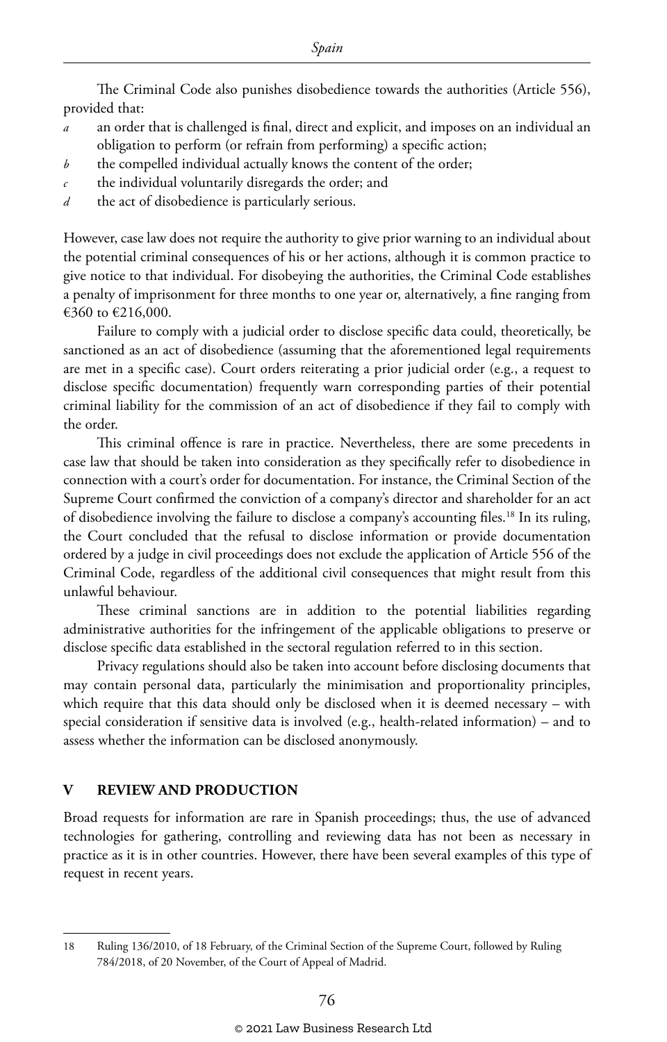The Criminal Code also punishes disobedience towards the authorities (Article 556), provided that:

*a* an order that is challenged is final, direct and explicit, and imposes on an individual an obligation to perform (or refrain from performing) a specific action;

*b* the compelled individual actually knows the content of the order;

*c* the individual voluntarily disregards the order; and

*d* the act of disobedience is particularly serious.

However, case law does not require the authority to give prior warning to an individual about the potential criminal consequences of his or her actions, although it is common practice to give notice to that individual. For disobeying the authorities, the Criminal Code establishes a penalty of imprisonment for three months to one year or, alternatively, a fine ranging from €360 to €216,000.

Failure to comply with a judicial order to disclose specific data could, theoretically, be sanctioned as an act of disobedience (assuming that the aforementioned legal requirements are met in a specific case). Court orders reiterating a prior judicial order (e.g., a request to disclose specific documentation) frequently warn corresponding parties of their potential criminal liability for the commission of an act of disobedience if they fail to comply with the order.

This criminal offence is rare in practice. Nevertheless, there are some precedents in case law that should be taken into consideration as they specifically refer to disobedience in connection with a court's order for documentation. For instance, the Criminal Section of the Supreme Court confirmed the conviction of a company's director and shareholder for an act of disobedience involving the failure to disclose a company's accounting files.[18] In its ruling, the Court concluded that the refusal to disclose information or provide documentation ordered by a judge in civil proceedings does not exclude the application of Article 556 of the Criminal Code, regardless of the additional civil consequences that might result from this unlawful behaviour.

These criminal sanctions are in addition to the potential liabilities regarding administrative authorities for the infringement of the applicable obligations to preserve or disclose specific data established in the sectoral regulation referred to in this section.

Privacy regulations should also be taken into account before disclosing documents that may contain personal data, particularly the minimisation and proportionality principles, which require that this data should only be disclosed when it is deemed necessary – with special consideration if sensitive data is involved (e.g., health-related information) – and to assess whether the information can be disclosed anonymously.

## V REVIEW AND PRODUCTION

Broad requests for information are rare in Spanish proceedings; thus, the use of advanced technologies for gathering, controlling and reviewing data has not been as necessary in practice as it is in other countries. However, there have been several examples of this type of request in recent years.

---

18 Ruling 136/2010, of 18 February, of the Criminal Section of the Supreme Court, followed by Ruling 784/2018, of 20 November, of the Court of Appeal of Madrid.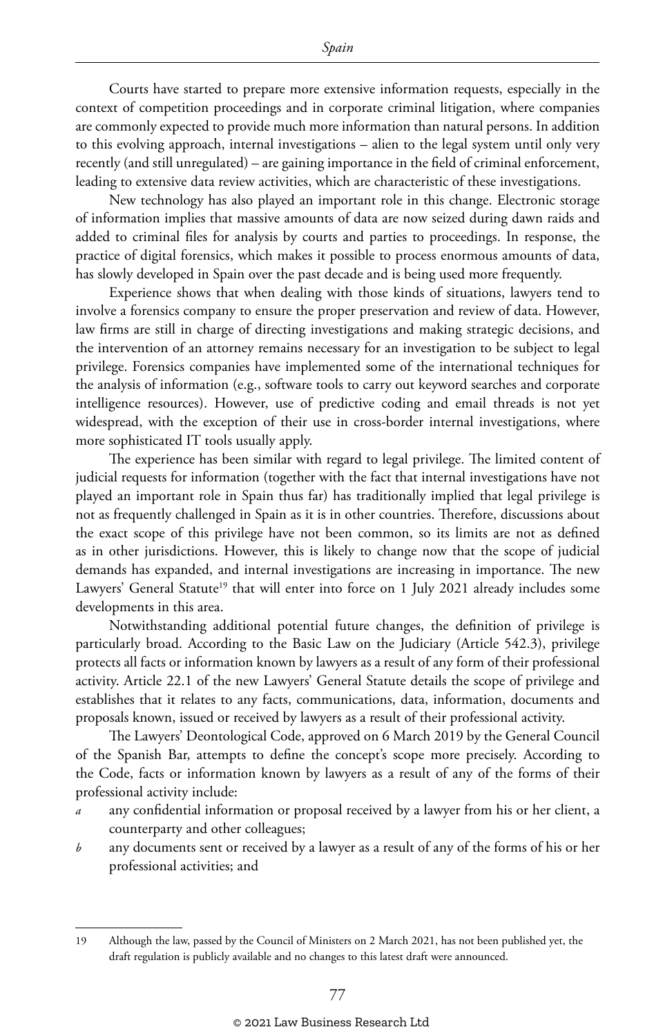Courts have started to prepare more extensive information requests, especially in the context of competition proceedings and in corporate criminal litigation, where companies are commonly expected to provide much more information than natural persons. In addition to this evolving approach, internal investigations – alien to the legal system until only very recently (and still unregulated) – are gaining importance in the field of criminal enforcement, leading to extensive data review activities, which are characteristic of these investigations.

New technology has also played an important role in this change. Electronic storage of information implies that massive amounts of data are now seized during dawn raids and added to criminal files for analysis by courts and parties to proceedings. In response, the practice of digital forensics, which makes it possible to process enormous amounts of data, has slowly developed in Spain over the past decade and is being used more frequently.

Experience shows that when dealing with those kinds of situations, lawyers tend to involve a forensics company to ensure the proper preservation and review of data. However, law firms are still in charge of directing investigations and making strategic decisions, and the intervention of an attorney remains necessary for an investigation to be subject to legal privilege. Forensics companies have implemented some of the international techniques for the analysis of information (e.g., software tools to carry out keyword searches and corporate intelligence resources). However, use of predictive coding and email threads is not yet widespread, with the exception of their use in cross-border internal investigations, where more sophisticated IT tools usually apply.

The experience has been similar with regard to legal privilege. The limited content of judicial requests for information (together with the fact that internal investigations have not played an important role in Spain thus far) has traditionally implied that legal privilege is not as frequently challenged in Spain as it is in other countries. Therefore, discussions about the exact scope of this privilege have not been common, so its limits are not as defined as in other jurisdictions. However, this is likely to change now that the scope of judicial demands has expanded, and internal investigations are increasing in importance. The new Lawyers' General Statute[19] that will enter into force on 1 July 2021 already includes some developments in this area.

Notwithstanding additional potential future changes, the definition of privilege is particularly broad. According to the Basic Law on the Judiciary (Article 542.3), privilege protects all facts or information known by lawyers as a result of any form of their professional activity. Article 22.1 of the new Lawyers' General Statute details the scope of privilege and establishes that it relates to any facts, communications, data, information, documents and proposals known, issued or received by lawyers as a result of their professional activity.

The Lawyers' Deontological Code, approved on 6 March 2019 by the General Council of the Spanish Bar, attempts to define the concept's scope more precisely. According to the Code, facts or information known by lawyers as a result of any of the forms of their professional activity include:

*a* any confidential information or proposal received by a lawyer from his or her client, a counterparty and other colleagues;

*b* any documents sent or received by a lawyer as a result of any of the forms of his or her professional activities; and

---

19 Although the law, passed by the Council of Ministers on 2 March 2021, has not been published yet, the draft regulation is publicly available and no changes to this latest draft were announced.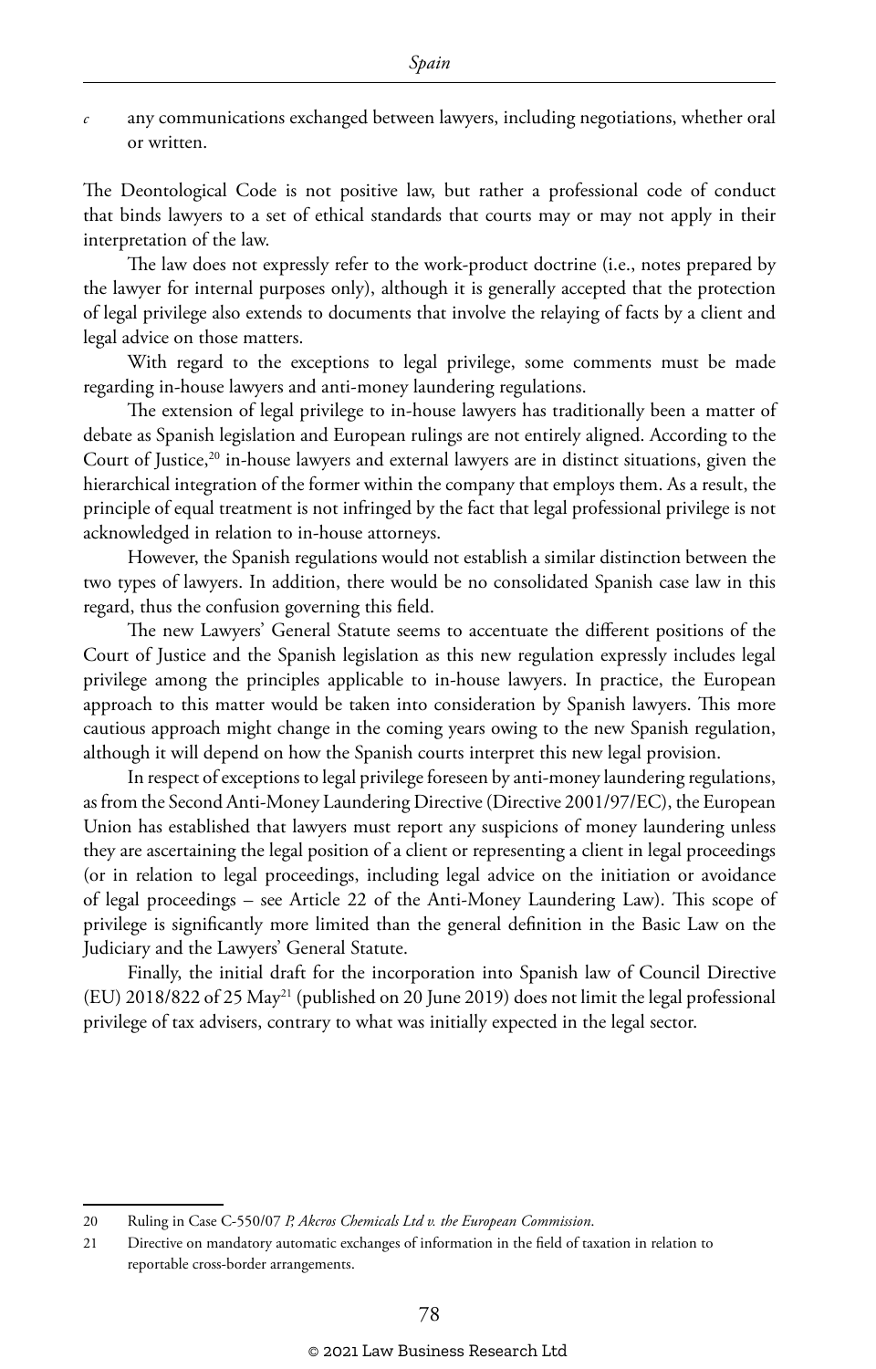*c* any communications exchanged between lawyers, including negotiations, whether oral or written.

The Deontological Code is not positive law, but rather a professional code of conduct that binds lawyers to a set of ethical standards that courts may or may not apply in their interpretation of the law.

The law does not expressly refer to the work-product doctrine (i.e., notes prepared by the lawyer for internal purposes only), although it is generally accepted that the protection of legal privilege also extends to documents that involve the relaying of facts by a client and legal advice on those matters.

With regard to the exceptions to legal privilege, some comments must be made regarding in-house lawyers and anti-money laundering regulations.

The extension of legal privilege to in-house lawyers has traditionally been a matter of debate as Spanish legislation and European rulings are not entirely aligned. According to the Court of Justice,[20] in-house lawyers and external lawyers are in distinct situations, given the hierarchical integration of the former within the company that employs them. As a result, the principle of equal treatment is not infringed by the fact that legal professional privilege is not acknowledged in relation to in-house attorneys.

However, the Spanish regulations would not establish a similar distinction between the two types of lawyers. In addition, there would be no consolidated Spanish case law in this regard, thus the confusion governing this field.

The new Lawyers' General Statute seems to accentuate the different positions of the Court of Justice and the Spanish legislation as this new regulation expressly includes legal privilege among the principles applicable to in-house lawyers. In practice, the European approach to this matter would be taken into consideration by Spanish lawyers. This more cautious approach might change in the coming years owing to the new Spanish regulation, although it will depend on how the Spanish courts interpret this new legal provision.

In respect of exceptions to legal privilege foreseen by anti-money laundering regulations, as from the Second Anti-Money Laundering Directive (Directive 2001/97/EC), the European Union has established that lawyers must report any suspicions of money laundering unless they are ascertaining the legal position of a client or representing a client in legal proceedings (or in relation to legal proceedings, including legal advice on the initiation or avoidance of legal proceedings – see Article 22 of the Anti-Money Laundering Law). This scope of privilege is significantly more limited than the general definition in the Basic Law on the Judiciary and the Lawyers' General Statute.

Finally, the initial draft for the incorporation into Spanish law of Council Directive (EU) 2018/822 of 25 May[21] (published on 20 June 2019) does not limit the legal professional privilege of tax advisers, contrary to what was initially expected in the legal sector.

---

20 Ruling in Case C-550/07 *P, Akcros Chemicals Ltd v. the European Commission*.

21 Directive on mandatory automatic exchanges of information in the field of taxation in relation to reportable cross-border arrangements.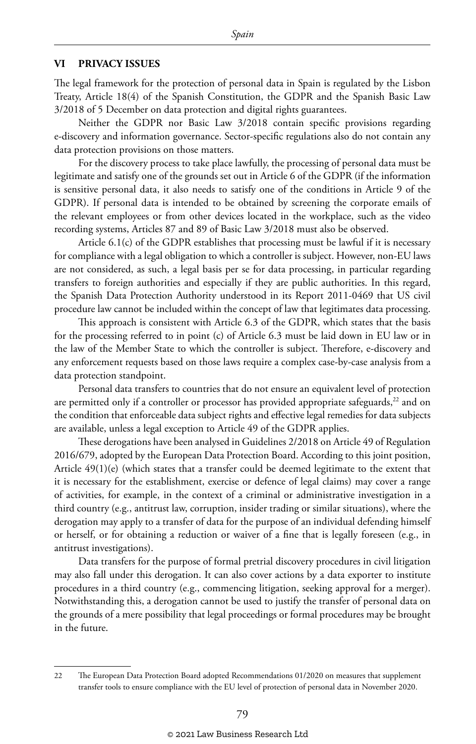## VI PRIVACY ISSUES

The legal framework for the protection of personal data in Spain is regulated by the Lisbon Treaty, Article 18(4) of the Spanish Constitution, the GDPR and the Spanish Basic Law 3/2018 of 5 December on data protection and digital rights guarantees.

Neither the GDPR nor Basic Law 3/2018 contain specific provisions regarding e-discovery and information governance. Sector-specific regulations also do not contain any data protection provisions on those matters.

For the discovery process to take place lawfully, the processing of personal data must be legitimate and satisfy one of the grounds set out in Article 6 of the GDPR (if the information is sensitive personal data, it also needs to satisfy one of the conditions in Article 9 of the GDPR). If personal data is intended to be obtained by screening the corporate emails of the relevant employees or from other devices located in the workplace, such as the video recording systems, Articles 87 and 89 of Basic Law 3/2018 must also be observed.

Article 6.1(c) of the GDPR establishes that processing must be lawful if it is necessary for compliance with a legal obligation to which a controller is subject. However, non-EU laws are not considered, as such, a legal basis per se for data processing, in particular regarding transfers to foreign authorities and especially if they are public authorities. In this regard, the Spanish Data Protection Authority understood in its Report 2011-0469 that US civil procedure law cannot be included within the concept of law that legitimates data processing.

This approach is consistent with Article 6.3 of the GDPR, which states that the basis for the processing referred to in point (c) of Article 6.3 must be laid down in EU law or in the law of the Member State to which the controller is subject. Therefore, e-discovery and any enforcement requests based on those laws require a complex case-by-case analysis from a data protection standpoint.

Personal data transfers to countries that do not ensure an equivalent level of protection are permitted only if a controller or processor has provided appropriate safeguards,[22] and on the condition that enforceable data subject rights and effective legal remedies for data subjects are available, unless a legal exception to Article 49 of the GDPR applies.

These derogations have been analysed in Guidelines 2/2018 on Article 49 of Regulation 2016/679, adopted by the European Data Protection Board. According to this joint position, Article 49(1)(e) (which states that a transfer could be deemed legitimate to the extent that it is necessary for the establishment, exercise or defence of legal claims) may cover a range of activities, for example, in the context of a criminal or administrative investigation in a third country (e.g., antitrust law, corruption, insider trading or similar situations), where the derogation may apply to a transfer of data for the purpose of an individual defending himself or herself, or for obtaining a reduction or waiver of a fine that is legally foreseen (e.g., in antitrust investigations).

Data transfers for the purpose of formal pretrial discovery procedures in civil litigation may also fall under this derogation. It can also cover actions by a data exporter to institute procedures in a third country (e.g., commencing litigation, seeking approval for a merger). Notwithstanding this, a derogation cannot be used to justify the transfer of personal data on the grounds of a mere possibility that legal proceedings or formal procedures may be brought in the future.

---

22 The European Data Protection Board adopted Recommendations 01/2020 on measures that supplement transfer tools to ensure compliance with the EU level of protection of personal data in November 2020.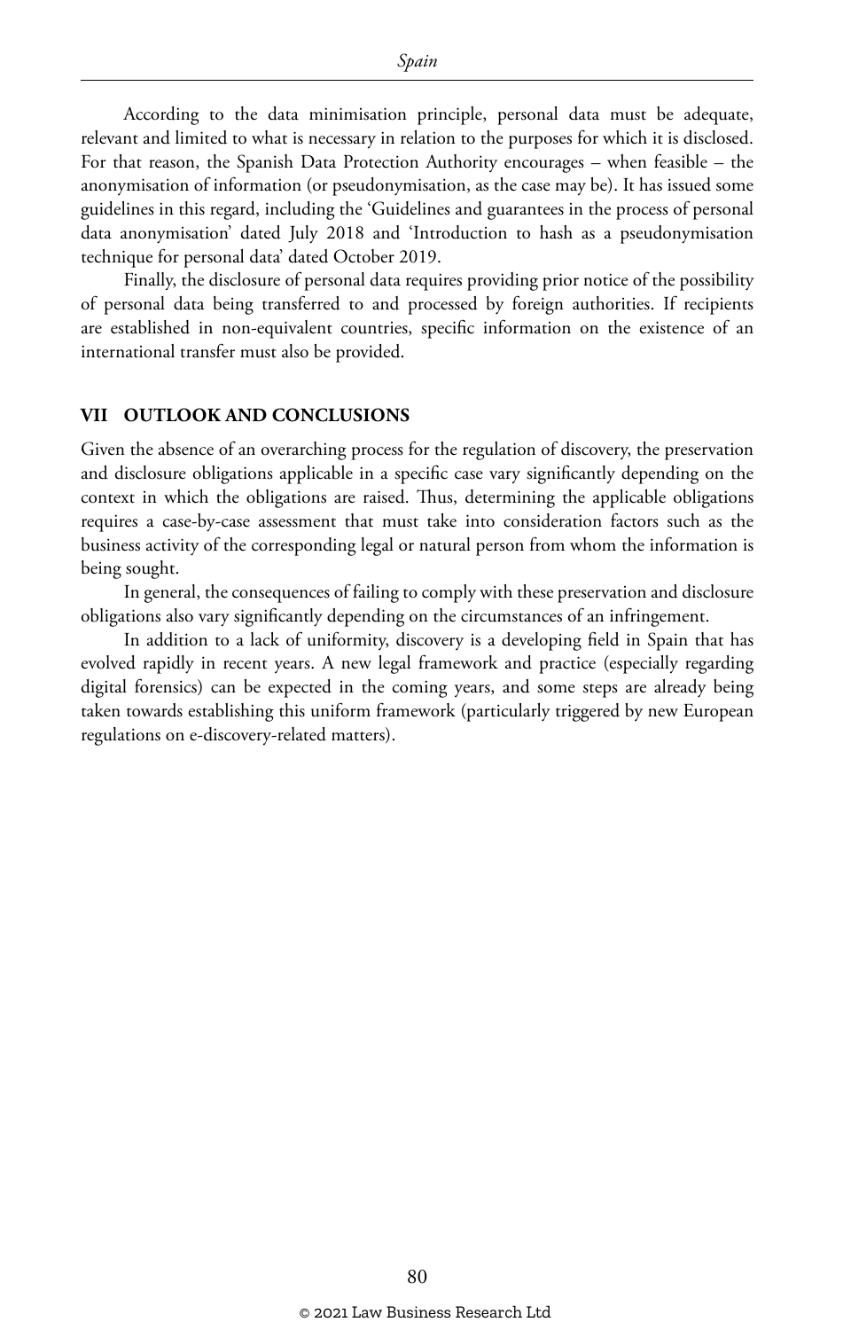According to the data minimisation principle, personal data must be adequate, relevant and limited to what is necessary in relation to the purposes for which it is disclosed. For that reason, the Spanish Data Protection Authority encourages – when feasible – the anonymisation of information (or pseudonymisation, as the case may be). It has issued some guidelines in this regard, including the 'Guidelines and guarantees in the process of personal data anonymisation' dated July 2018 and 'Introduction to hash as a pseudonymisation technique for personal data' dated October 2019.

Finally, the disclosure of personal data requires providing prior notice of the possibility of personal data being transferred to and processed by foreign authorities. If recipients are established in non-equivalent countries, specific information on the existence of an international transfer must also be provided.

## VII OUTLOOK AND CONCLUSIONS

Given the absence of an overarching process for the regulation of discovery, the preservation and disclosure obligations applicable in a specific case vary significantly depending on the context in which the obligations are raised. Thus, determining the applicable obligations requires a case-by-case assessment that must take into consideration factors such as the business activity of the corresponding legal or natural person from whom the information is being sought.

In general, the consequences of failing to comply with these preservation and disclosure obligations also vary significantly depending on the circumstances of an infringement.

In addition to a lack of uniformity, discovery is a developing field in Spain that has evolved rapidly in recent years. A new legal framework and practice (especially regarding digital forensics) can be expected in the coming years, and some steps are already being taken towards establishing this uniform framework (particularly triggered by new European regulations on e-discovery-related matters).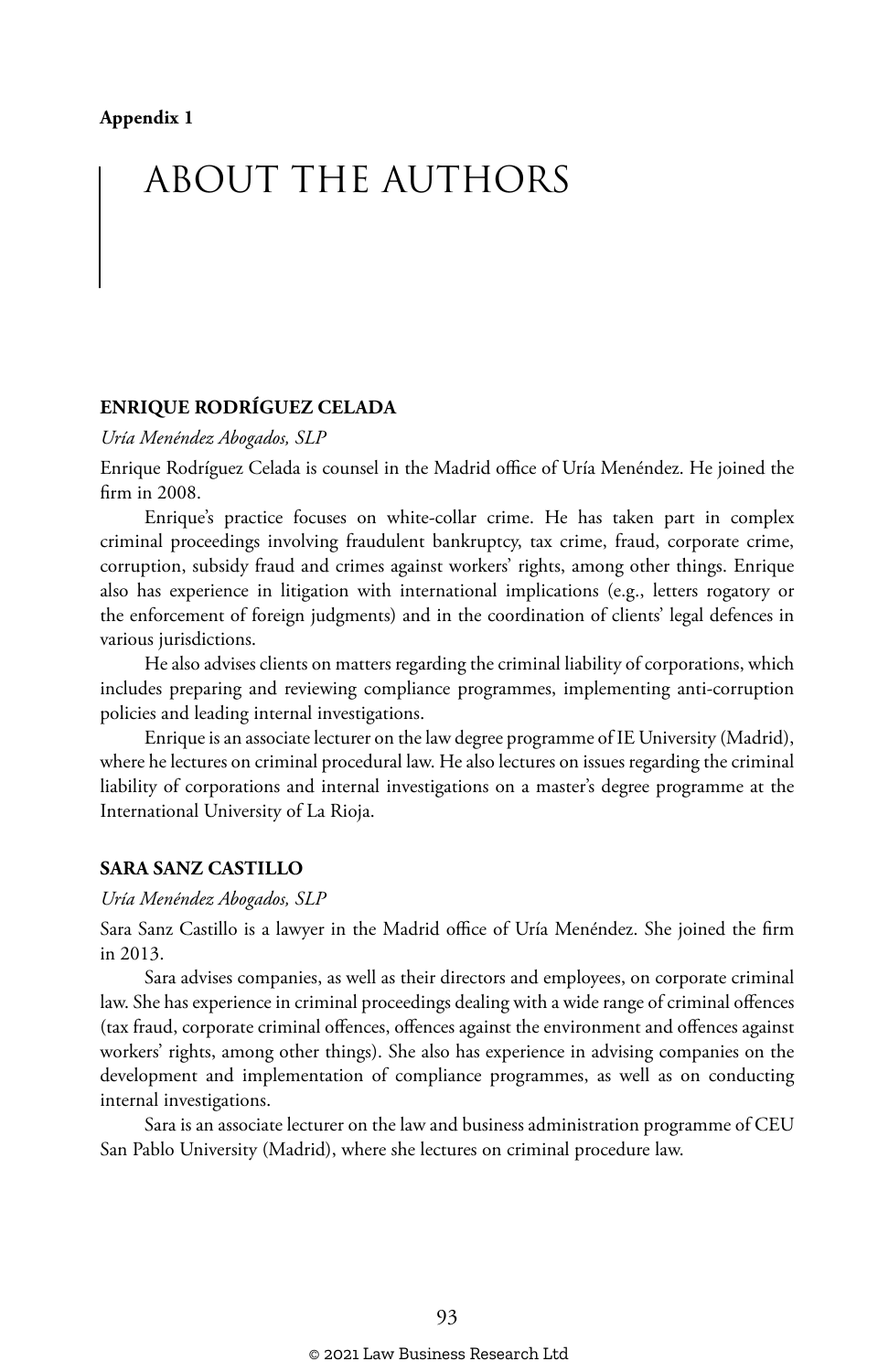**Appendix 1**

# ABOUT THE AUTHORS

### ENRIQUE RODRÍGUEZ CELADA

*Uría Menéndez Abogados, SLP*

Enrique Rodríguez Celada is counsel in the Madrid office of Uría Menéndez. He joined the firm in 2008.

Enrique's practice focuses on white-collar crime. He has taken part in complex criminal proceedings involving fraudulent bankruptcy, tax crime, fraud, corporate crime, corruption, subsidy fraud and crimes against workers' rights, among other things. Enrique also has experience in litigation with international implications (e.g., letters rogatory or the enforcement of foreign judgments) and in the coordination of clients' legal defences in various jurisdictions.

He also advises clients on matters regarding the criminal liability of corporations, which includes preparing and reviewing compliance programmes, implementing anti-corruption policies and leading internal investigations.

Enrique is an associate lecturer on the law degree programme of IE University (Madrid), where he lectures on criminal procedural law. He also lectures on issues regarding the criminal liability of corporations and internal investigations on a master's degree programme at the International University of La Rioja.

### SARA SANZ CASTILLO

*Uría Menéndez Abogados, SLP*

Sara Sanz Castillo is a lawyer in the Madrid office of Uría Menéndez. She joined the firm in 2013.

Sara advises companies, as well as their directors and employees, on corporate criminal law. She has experience in criminal proceedings dealing with a wide range of criminal offences (tax fraud, corporate criminal offences, offences against the environment and offences against workers' rights, among other things). She also has experience in advising companies on the development and implementation of compliance programmes, as well as on conducting internal investigations.

Sara is an associate lecturer on the law and business administration programme of CEU San Pablo University (Madrid), where she lectures on criminal procedure law.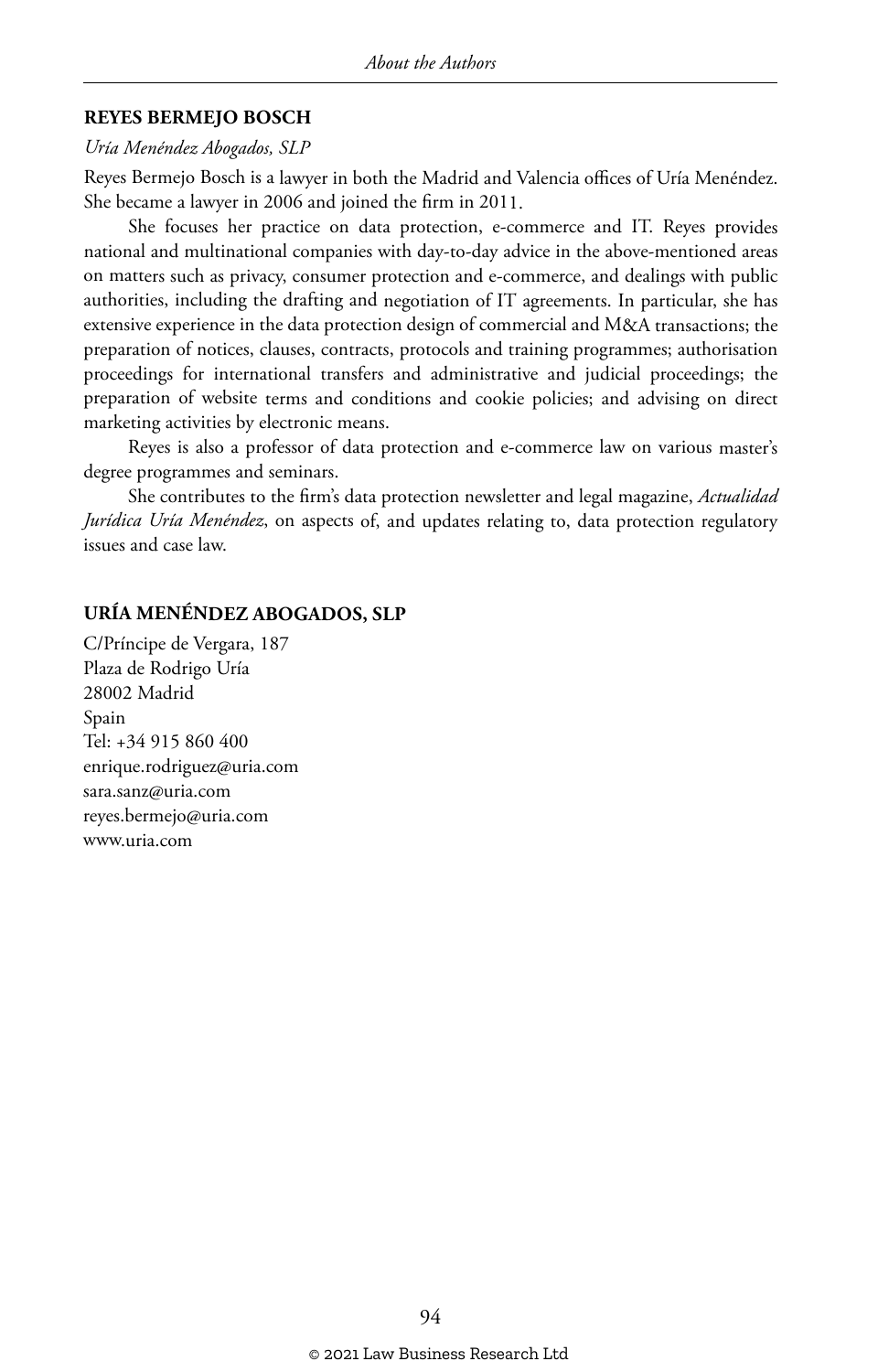## REYES BERMEJO BOSCH

*Uría Menéndez Abogados, SLP*

Reyes Bermejo Bosch is a lawyer in both the Madrid and Valencia offices of Uría Menéndez. She became a lawyer in 2006 and joined the firm in 2011.

She focuses her practice on data protection, e-commerce and IT. Reyes provides national and multinational companies with day-to-day advice in the above-mentioned areas on matters such as privacy, consumer protection and e-commerce, and dealings with public authorities, including the drafting and negotiation of IT agreements. In particular, she has extensive experience in the data protection design of commercial and M&A transactions; the preparation of notices, clauses, contracts, protocols and training programmes; authorisation proceedings for international transfers and administrative and judicial proceedings; the preparation of website terms and conditions and cookie policies; and advising on direct marketing activities by electronic means.

Reyes is also a professor of data protection and e-commerce law on various master's degree programmes and seminars.

She contributes to the firm's data protection newsletter and legal magazine, *Actualidad Jurídica Uría Menéndez*, on aspects of, and updates relating to, data protection regulatory issues and case law.

## URÍA MENÉNDEZ ABOGADOS, SLP

C/Príncipe de Vergara, 187
Plaza de Rodrigo Uría
28002 Madrid
Spain
Tel: +34 915 860 400
enrique.rodriguez@uria.com
sara.sanz@uria.com
reyes.bermejo@uria.com
www.uria.com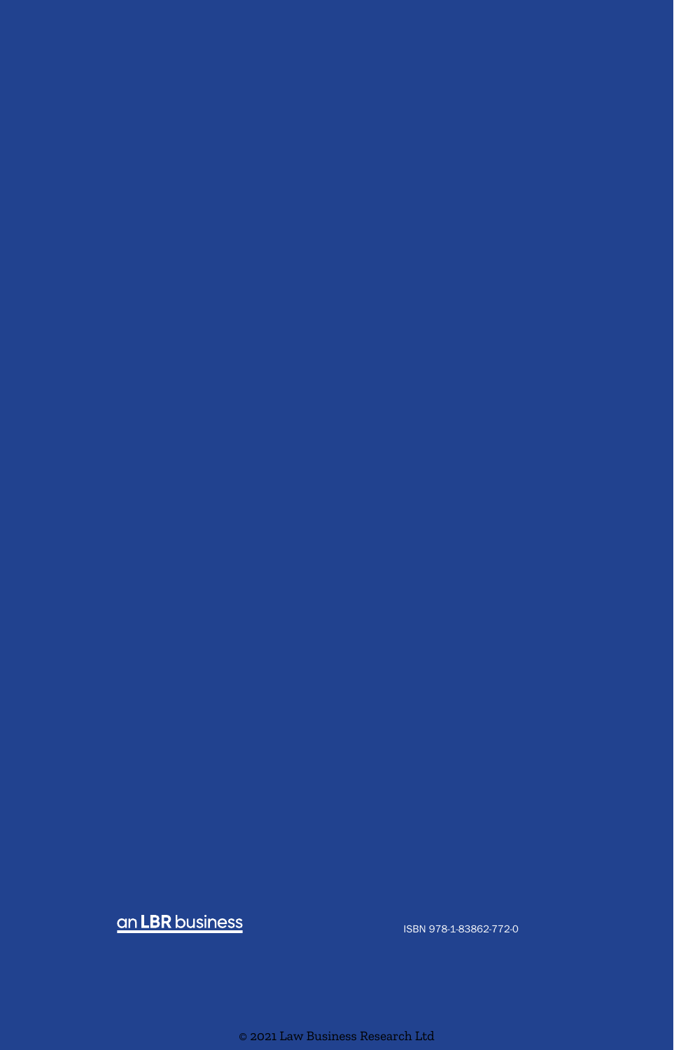an LBR business

ISBN 978-1-83862-772-0

© 2021 Law Business Research Ltd